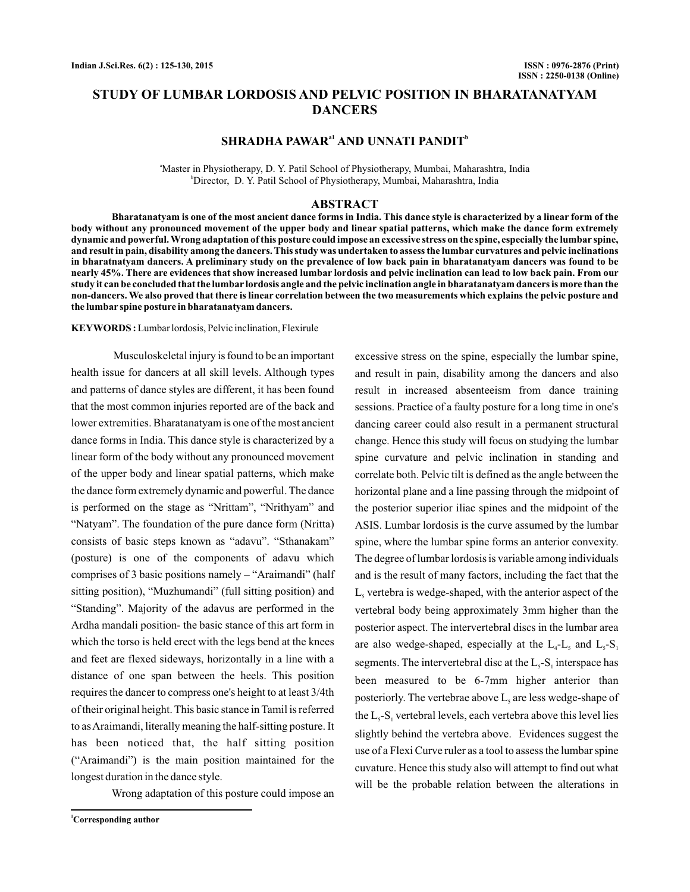# STUDY OF LUMBAR LORDOSIS AND PELVIC POSITION IN BHARATANATYAM DANCERS

**SHRADHA PAWAR[a1] AND UNNATI PANDIT[b]**

[a]Master in Physiotherapy, D. Y. Patil School of Physiotherapy, Mumbai, Maharashtra, India
[b]Director, D. Y. Patil School of Physiotherapy, Mumbai, Maharashtra, India

## ABSTRACT

**Bharatanatyam is one of the most ancient dance forms in India. This dance style is characterized by a linear form of the body without any pronounced movement of the upper body and linear spatial patterns, which make the dance form extremely dynamic and powerful. Wrong adaptation of this posture could impose an excessive stress on the spine, especially the lumbar spine, and result in pain, disability among the dancers. This study was undertaken to assess the lumbar curvatures and pelvic inclinations in bharatnatyam dancers. A preliminary study on the prevalence of low back pain in bharatanatyam dancers was found to be nearly 45%. There are evidences that show increased lumbar lordosis and pelvic inclination can lead to low back pain. From our study it can be concluded that the lumbar lordosis angle and the pelvic inclination angle in bharatanatyam dancers is more than the non-dancers. We also proved that there is linear correlation between the two measurements which explains the pelvic posture and the lumbar spine posture in bharatanatyam dancers.**

**KEYWORDS :** Lumbar lordosis, Pelvic inclination, Flexirule

Musculoskeletal injury is found to be an important health issue for dancers at all skill levels. Although types and patterns of dance styles are different, it has been found that the most common injuries reported are of the back and lower extremities. Bharatanatyam is one of the most ancient dance forms in India. This dance style is characterized by a linear form of the body without any pronounced movement of the upper body and linear spatial patterns, which make the dance form extremely dynamic and powerful. The dance is performed on the stage as "Nrittam", "Nrithyam" and "Natyam". The foundation of the pure dance form (Nritta) consists of basic steps known as "adavu". "Sthanakam" (posture) is one of the components of adavu which comprises of 3 basic positions namely – "Araimandi" (half sitting position), "Muzhumandi" (full sitting position) and "Standing". Majority of the adavus are performed in the Ardha mandali position- the basic stance of this art form in which the torso is held erect with the legs bend at the knees and feet are flexed sideways, horizontally in a line with a distance of one span between the heels. This position requires the dancer to compress one's height to at least 3/4th of their original height. This basic stance in Tamil is referred to as Araimandi, literally meaning the half-sitting posture. It has been noticed that, the half sitting position ("Araimandi") is the main position maintained for the longest duration in the dance style.

Wrong adaptation of this posture could impose an excessive stress on the spine, especially the lumbar spine, and result in pain, disability among the dancers and also result in increased absenteeism from dance training sessions. Practice of a faulty posture for a long time in one's dancing career could also result in a permanent structural change. Hence this study will focus on studying the lumbar spine curvature and pelvic inclination in standing and correlate both. Pelvic tilt is defined as the angle between the horizontal plane and a line passing through the midpoint of the posterior superior iliac spines and the midpoint of the ASIS. Lumbar lordosis is the curve assumed by the lumbar spine, where the lumbar spine forms an anterior convexity. The degree of lumbar lordosis is variable among individuals and is the result of many factors, including the fact that the $L_5$ vertebra is wedge-shaped, with the anterior aspect of the vertebral body being approximately 3mm higher than the posterior aspect. The intervertebral discs in the lumbar area are also wedge-shaped, especially at the $L_4$-$L_5$ and $L_5$-$S_1$ segments. The intervertebral disc at the $L_5$-$S_1$ interspace has been measured to be 6-7mm higher anterior than posteriorly. The vertebrae above $L_5$ are less wedge-shape of the $L_5$-$S_1$ vertebral levels, each vertebra above this level lies slightly behind the vertebra above. Evidences suggest the use of a Flexi Curve ruler as a tool to assess the lumbar spine cuvature. Hence this study also will attempt to find out what will be the probable relation between the alterations in

[1]Corresponding author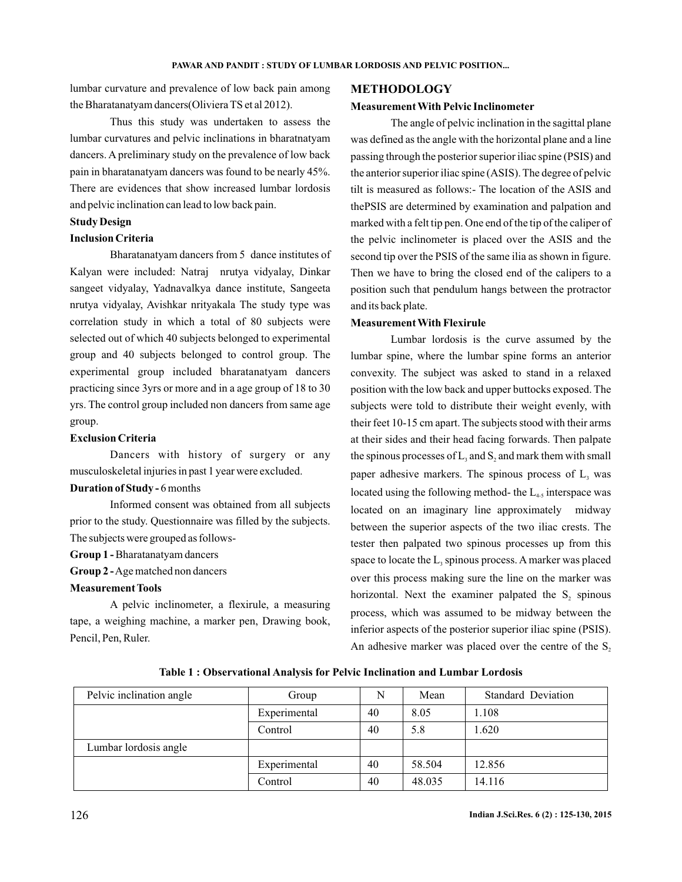lumbar curvature and prevalence of low back pain among the Bharatanatyam dancers(Oliviera TS et al 2012).

Thus this study was undertaken to assess the lumbar curvatures and pelvic inclinations in bharatnatyam dancers. A preliminary study on the prevalence of low back pain in bharatanatyam dancers was found to be nearly 45%. There are evidences that show increased lumbar lordosis and pelvic inclination can lead to low back pain.

**Study Design**

**Inclusion Criteria**

Bharatanatyam dancers from 5 dance institutes of Kalyan were included: Natraj nrutya vidyalay, Dinkar sangeet vidyalay, Yadnavalkya dance institute, Sangeeta nrutya vidyalay, Avishkar nrityakala The study type was correlation study in which a total of 80 subjects were selected out of which 40 subjects belonged to experimental group and 40 subjects belonged to control group. The experimental group included bharatanatyam dancers practicing since 3yrs or more and in a age group of 18 to 30 yrs. The control group included non dancers from same age group.

**Exclusion Criteria**

Dancers with history of surgery or any musculoskeletal injuries in past 1 year were excluded.

**Duration of Study -** 6 months

Informed consent was obtained from all subjects prior to the study. Questionnaire was filled by the subjects. The subjects were grouped as follows-

**Group 1 -** Bharatanatyam dancers

**Group 2 -** Age matched non dancers

**Measurement Tools**

A pelvic inclinometer, a flexirule, a measuring tape, a weighing machine, a marker pen, Drawing book, Pencil, Pen, Ruler.

## METHODOLOGY

**Measurement With Pelvic Inclinometer**

The angle of pelvic inclination in the sagittal plane was defined as the angle with the horizontal plane and a line passing through the posterior superior iliac spine (PSIS) and the anterior superior iliac spine (ASIS). The degree of pelvic tilt is measured as follows:- The location of the ASIS and thePSIS are determined by examination and palpation and marked with a felt tip pen. One end of the tip of the caliper of the pelvic inclinometer is placed over the ASIS and the second tip over the PSIS of the same ilia as shown in figure. Then we have to bring the closed end of the calipers to a position such that pendulum hangs between the protractor and its back plate.

**Measurement With Flexirule**

Lumbar lordosis is the curve assumed by the lumbar spine, where the lumbar spine forms an anterior convexity. The subject was asked to stand in a relaxed position with the low back and upper buttocks exposed. The subjects were told to distribute their weight evenly, with their feet 10-15 cm apart. The subjects stood with their arms at their sides and their head facing forwards. Then palpate the spinous processes of $L_3$ and $S_2$ and mark them with small paper adhesive markers. The spinous process of $L_3$ was located using the following method- the $L_{4-5}$ interspace was located on an imaginary line approximately midway between the superior aspects of the two iliac crests. The tester then palpated two spinous processes up from this space to locate the $L_3$ spinous process. A marker was placed over this process making sure the line on the marker was horizontal. Next the examiner palpated the $S_2$ spinous process, which was assumed to be midway between the inferior aspects of the posterior superior iliac spine (PSIS). An adhesive marker was placed over the centre of the $S_2$

**Table 1 : Observational Analysis for Pelvic Inclination and Lumbar Lordosis**

| Pelvic inclination angle | Group | N | Mean | Standard Deviation |
|---|---|---|---|---|
| | Experimental | 40 | 8.05 | 1.108 |
| | Control | 40 | 5.8 | 1.620 |
| Lumbar lordosis angle | | | | |
| | Experimental | 40 | 58.504 | 12.856 |
| | Control | 40 | 48.035 | 14.116 |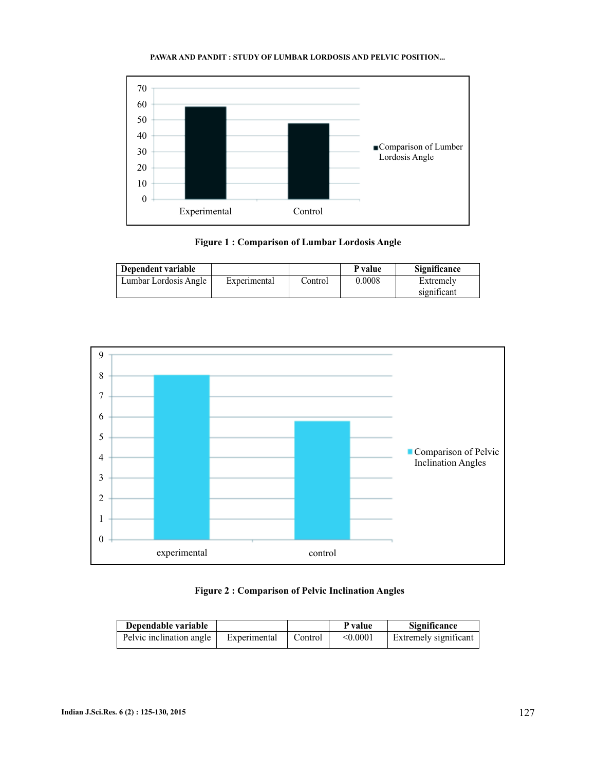Figure 1 : Comparison of Lumbar Lordosis Angle

| Dependent variable | | | P value | Significance |
|---|---|---|---|---|
| Lumbar Lordosis Angle | Experimental | Control | 0.0008 | Extremely significant |

Figure 2 : Comparison of Pelvic Inclination Angles

| Dependable variable | | | P value | Significance |
|---|---|---|---|---|
| Pelvic inclination angle | Experimental | Control | <0.0001 | Extremely significant |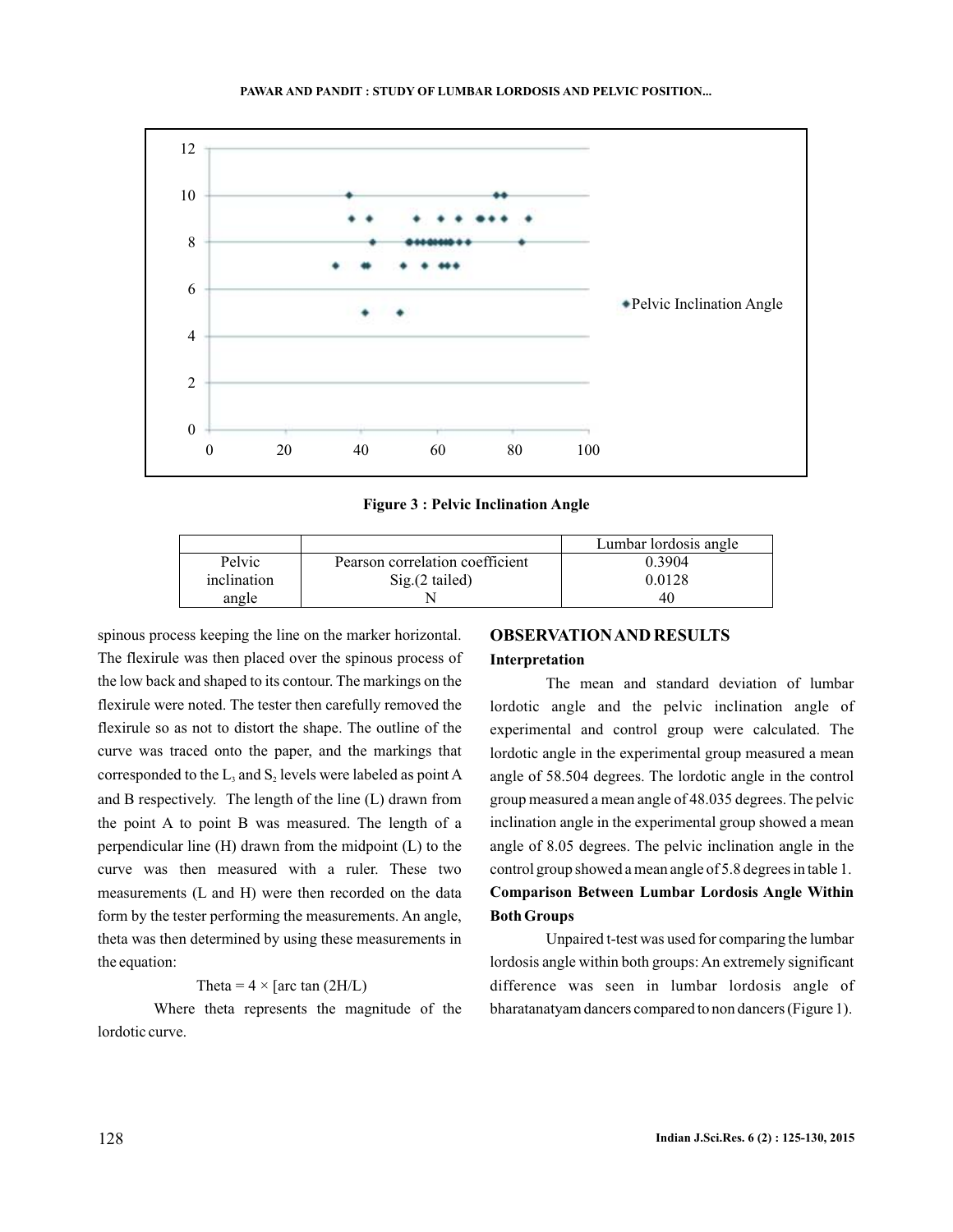Figure 3 : Pelvic Inclination Angle

| | | Lumbar lordosis angle |
|---|---|---|
| Pelvic inclination angle | Pearson correlation coefficient | 0.3904 |
| | Sig.(2 tailed) | 0.0128 |
| | N | 40 |

spinous process keeping the line on the marker horizontal. The flexirule was then placed over the spinous process of the low back and shaped to its contour. The markings on the flexirule were noted. The tester then carefully removed the flexirule so as not to distort the shape. The outline of the curve was traced onto the paper, and the markings that corresponded to the $L_3$ and $S_2$ levels were labeled as point A and B respectively. The length of the line (L) drawn from the point A to point B was measured. The length of a perpendicular line (H) drawn from the midpoint (L) to the curve was then measured with a ruler. These two measurements (L and H) were then recorded on the data form by the tester performing the measurements. An angle, theta was then determined by using these measurements in the equation:

$$\text{Theta} = 4 \times [\arctan (2H/L)$$

Where theta represents the magnitude of the lordotic curve.

## OBSERVATION AND RESULTS

### Interpretation

The mean and standard deviation of lumbar lordotic angle and the pelvic inclination angle of experimental and control group were calculated. The lordotic angle in the experimental group measured a mean angle of 58.504 degrees. The lordotic angle in the control group measured a mean angle of 48.035 degrees. The pelvic inclination angle in the experimental group showed a mean angle of 8.05 degrees. The pelvic inclination angle in the control group showed a mean angle of 5.8 degrees in table 1.

### Comparison Between Lumbar Lordosis Angle Within Both Groups

Unpaired t-test was used for comparing the lumbar lordosis angle within both groups: An extremely significant difference was seen in lumbar lordosis angle of bharatanatyam dancers compared to non dancers (Figure 1).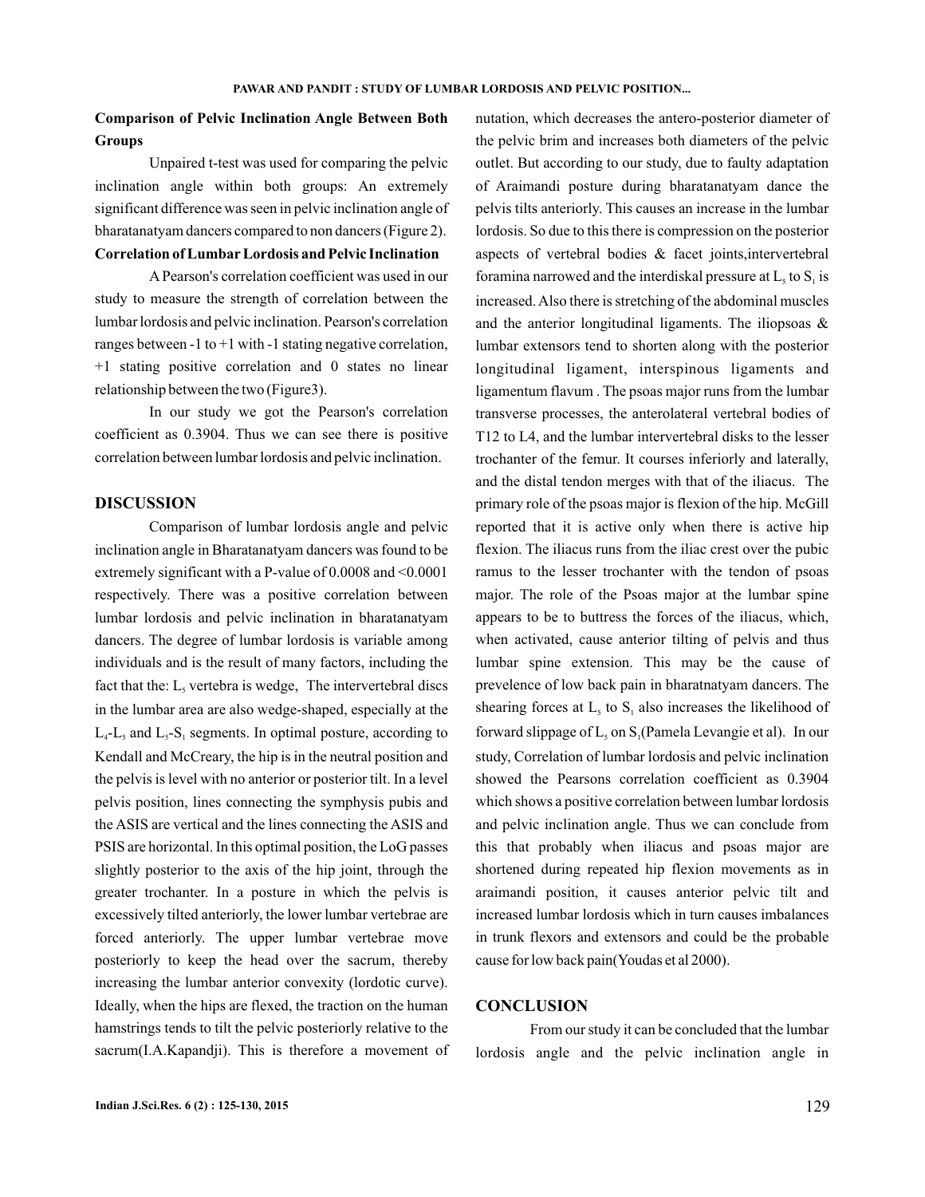**Comparison of Pelvic Inclination Angle Between Both Groups**

Unpaired t-test was used for comparing the pelvic inclination angle within both groups: An extremely significant difference was seen in pelvic inclination angle of bharatanatyam dancers compared to non dancers (Figure 2).

**Correlation of Lumbar Lordosis and Pelvic Inclination**

A Pearson's correlation coefficient was used in our study to measure the strength of correlation between the lumbar lordosis and pelvic inclination. Pearson's correlation ranges between -1 to +1 with -1 stating negative correlation, +1 stating positive correlation and 0 states no linear relationship between the two (Figure3).

In our study we got the Pearson's correlation coefficient as 0.3904. Thus we can see there is positive correlation between lumbar lordosis and pelvic inclination.

## DISCUSSION

Comparison of lumbar lordosis angle and pelvic inclination angle in Bharatanatyam dancers was found to be extremely significant with a P-value of 0.0008 and <0.0001 respectively. There was a positive correlation between lumbar lordosis and pelvic inclination in bharatanatyam dancers. The degree of lumbar lordosis is variable among individuals and is the result of many factors, including the fact that the: $L_5$ vertebra is wedge, The intervertebral discs in the lumbar area are also wedge-shaped, especially at the $L_4$-$L_5$ and $L_5$-$S_1$ segments. In optimal posture, according to Kendall and McCreary, the hip is in the neutral position and the pelvis is level with no anterior or posterior tilt. In a level pelvis position, lines connecting the symphysis pubis and the ASIS are vertical and the lines connecting the ASIS and PSIS are horizontal. In this optimal position, the LoG passes slightly posterior to the axis of the hip joint, through the greater trochanter. In a posture in which the pelvis is excessively tilted anteriorly, the lower lumbar vertebrae are forced anteriorly. The upper lumbar vertebrae move posteriorly to keep the head over the sacrum, thereby increasing the lumbar anterior convexity (lordotic curve). Ideally, when the hips are flexed, the traction on the human hamstrings tends to tilt the pelvic posteriorly relative to the sacrum(I.A.Kapandji). This is therefore a movement of nutation, which decreases the antero-posterior diameter of the pelvic brim and increases both diameters of the pelvic outlet. But according to our study, due to faulty adaptation of Araimandi posture during bharatanatyam dance the pelvis tilts anteriorly. This causes an increase in the lumbar lordosis. So due to this there is compression on the posterior aspects of vertebral bodies & facet joints,intervertebral foramina narrowed and the interdiskal pressure at $L_5$ to $S_1$ is increased. Also there is stretching of the abdominal muscles and the anterior longitudinal ligaments. The iliopsoas & lumbar extensors tend to shorten along with the posterior longitudinal ligament, interspinous ligaments and ligamentum flavum . The psoas major runs from the lumbar transverse processes, the anterolateral vertebral bodies of T12 to L4, and the lumbar intervertebral disks to the lesser trochanter of the femur. It courses inferiorly and laterally, and the distal tendon merges with that of the iliacus. The primary role of the psoas major is flexion of the hip. McGill reported that it is active only when there is active hip flexion. The iliacus runs from the iliac crest over the pubic ramus to the lesser trochanter with the tendon of psoas major. The role of the Psoas major at the lumbar spine appears to be to buttress the forces of the iliacus, which, when activated, cause anterior tilting of pelvis and thus lumbar spine extension. This may be the cause of prevelence of low back pain in bharatnatyam dancers. The shearing forces at $L_5$ to $S_1$ also increases the likelihood of forward slippage of $L_5$ on $S_1$(Pamela Levangie et al). In our study, Correlation of lumbar lordosis and pelvic inclination showed the Pearsons correlation coefficient as 0.3904 which shows a positive correlation between lumbar lordosis and pelvic inclination angle. Thus we can conclude from this that probably when iliacus and psoas major are shortened during repeated hip flexion movements as in araimandi position, it causes anterior pelvic tilt and increased lumbar lordosis which in turn causes imbalances in trunk flexors and extensors and could be the probable cause for low back pain(Youdas et al 2000).

## CONCLUSION

From our study it can be concluded that the lumbar lordosis angle and the pelvic inclination angle in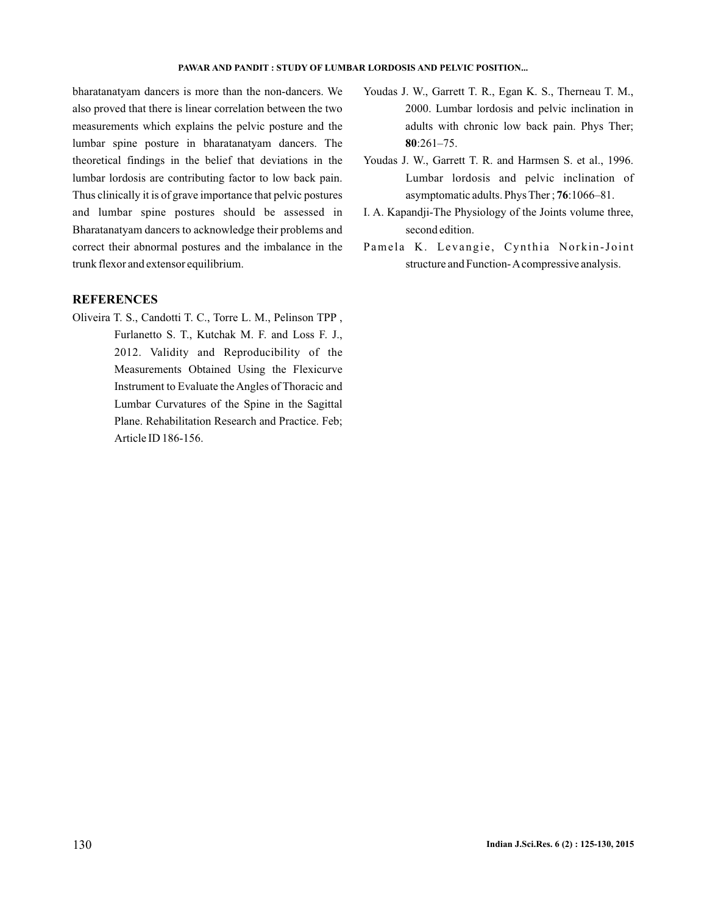bharatanatyam dancers is more than the non-dancers. We also proved that there is linear correlation between the two measurements which explains the pelvic posture and the lumbar spine posture in bharatanatyam dancers. The theoretical findings in the belief that deviations in the lumbar lordosis are contributing factor to low back pain. Thus clinically it is of grave importance that pelvic postures and lumbar spine postures should be assessed in Bharatanatyam dancers to acknowledge their problems and correct their abnormal postures and the imbalance in the trunk flexor and extensor equilibrium.

## REFERENCES

Oliveira T. S., Candotti T. C., Torre L. M., Pelinson TPP , Furlanetto S. T., Kutchak M. F. and Loss F. J., 2012. Validity and Reproducibility of the Measurements Obtained Using the Flexicurve Instrument to Evaluate the Angles of Thoracic and Lumbar Curvatures of the Spine in the Sagittal Plane. Rehabilitation Research and Practice. Feb; Article ID 186-156.

Youdas J. W., Garrett T. R., Egan K. S., Therneau T. M., 2000. Lumbar lordosis and pelvic inclination in adults with chronic low back pain. Phys Ther; **80**:261–75.

Youdas J. W., Garrett T. R. and Harmsen S. et al., 1996. Lumbar lordosis and pelvic inclination of asymptomatic adults. Phys Ther ; **76**:1066–81.

I. A. Kapandji-The Physiology of the Joints volume three, second edition.

Pamela K. Levangie, Cynthia Norkin-Joint structure and Function- A compressive analysis.